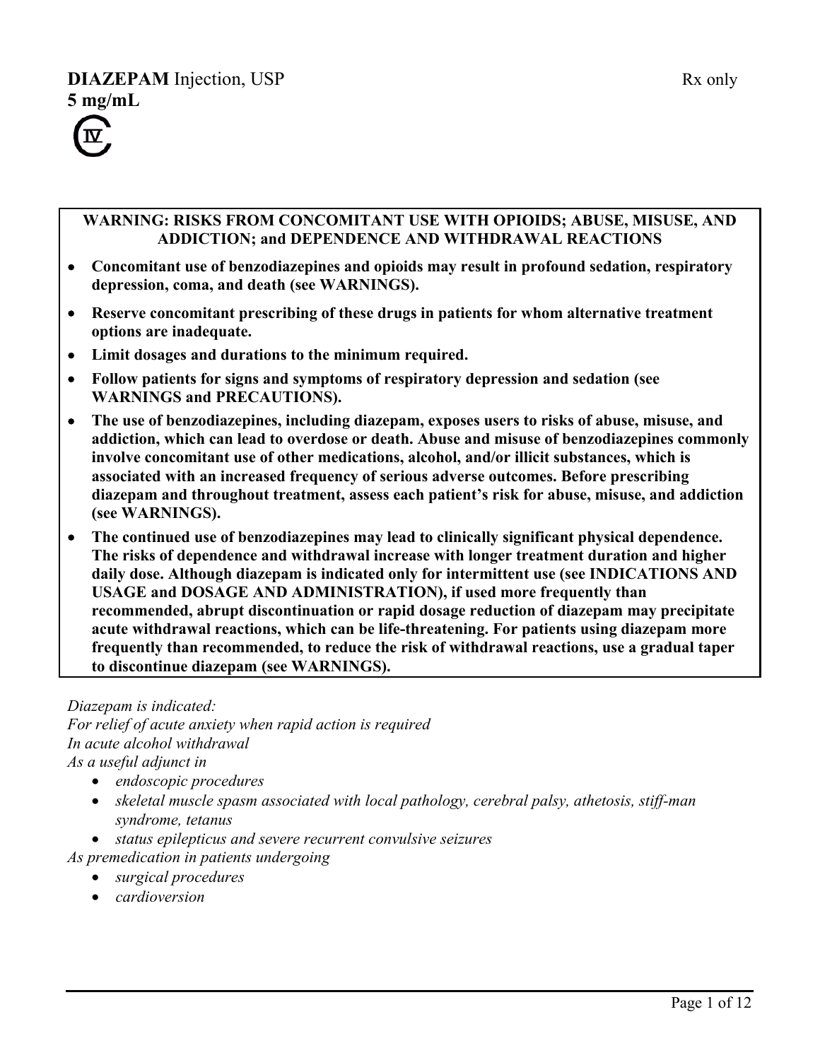# **DIAZEPAM** Injection, USP

Rx only

**5 mg/mL**

CIV

**WARNING: RISKS FROM CONCOMITANT USE WITH OPIOIDS; ABUSE, MISUSE, AND ADDICTION; and DEPENDENCE AND WITHDRAWAL REACTIONS**

- **Concomitant use of benzodiazepines and opioids may result in profound sedation, respiratory depression, coma, and death (see WARNINGS).**
- **Reserve concomitant prescribing of these drugs in patients for whom alternative treatment options are inadequate.**
- **Limit dosages and durations to the minimum required.**
- **Follow patients for signs and symptoms of respiratory depression and sedation (see WARNINGS and PRECAUTIONS).**
- **The use of benzodiazepines, including diazepam, exposes users to risks of abuse, misuse, and addiction, which can lead to overdose or death. Abuse and misuse of benzodiazepines commonly involve concomitant use of other medications, alcohol, and/or illicit substances, which is associated with an increased frequency of serious adverse outcomes. Before prescribing diazepam and throughout treatment, assess each patient's risk for abuse, misuse, and addiction (see WARNINGS).**
- **The continued use of benzodiazepines may lead to clinically significant physical dependence. The risks of dependence and withdrawal increase with longer treatment duration and higher daily dose. Although diazepam is indicated only for intermittent use (see INDICATIONS AND USAGE and DOSAGE AND ADMINISTRATION), if used more frequently than recommended, abrupt discontinuation or rapid dosage reduction of diazepam may precipitate acute withdrawal reactions, which can be life-threatening. For patients using diazepam more frequently than recommended, to reduce the risk of withdrawal reactions, use a gradual taper to discontinue diazepam (see WARNINGS).**

*Diazepam is indicated:*
*For relief of acute anxiety when rapid action is required*
*In acute alcohol withdrawal*
*As a useful adjunct in*

- *endoscopic procedures*
- *skeletal muscle spasm associated with local pathology, cerebral palsy, athetosis, stiff-man syndrome, tetanus*
- *status epilepticus and severe recurrent convulsive seizures*

*As premedication in patients undergoing*

- *surgical procedures*
- *cardioversion*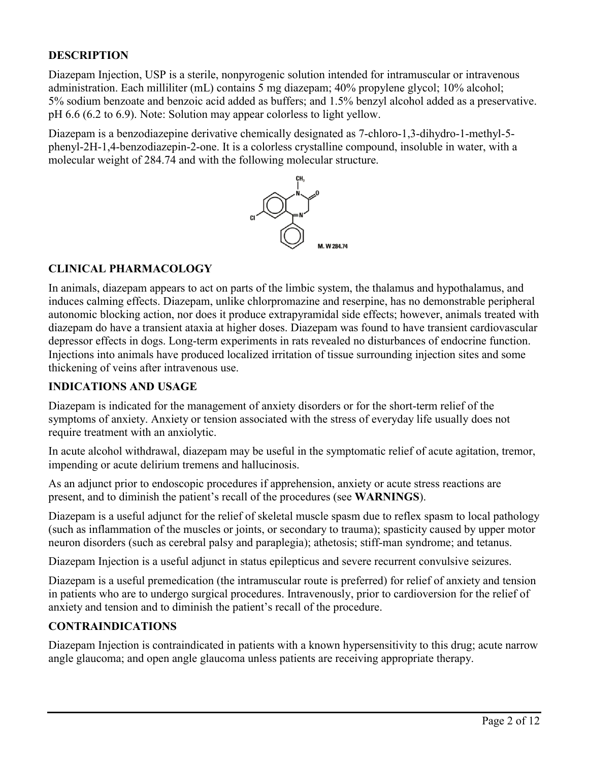## DESCRIPTION

Diazepam Injection, USP is a sterile, nonpyrogenic solution intended for intramuscular or intravenous administration. Each milliliter (mL) contains 5 mg diazepam; 40% propylene glycol; 10% alcohol; 5% sodium benzoate and benzoic acid added as buffers; and 1.5% benzyl alcohol added as a preservative. pH 6.6 (6.2 to 6.9). Note: Solution may appear colorless to light yellow.

Diazepam is a benzodiazepine derivative chemically designated as 7-chloro-1,3-dihydro-1-methyl-5-phenyl-2H-1,4-benzodiazepin-2-one. It is a colorless crystalline compound, insoluble in water, with a molecular weight of 284.74 and with the following molecular structure.

M. W 284.74

## CLINICAL PHARMACOLOGY

In animals, diazepam appears to act on parts of the limbic system, the thalamus and hypothalamus, and induces calming effects. Diazepam, unlike chlorpromazine and reserpine, has no demonstrable peripheral autonomic blocking action, nor does it produce extrapyramidal side effects; however, animals treated with diazepam do have a transient ataxia at higher doses. Diazepam was found to have transient cardiovascular depressor effects in dogs. Long-term experiments in rats revealed no disturbances of endocrine function. Injections into animals have produced localized irritation of tissue surrounding injection sites and some thickening of veins after intravenous use.

## INDICATIONS AND USAGE

Diazepam is indicated for the management of anxiety disorders or for the short-term relief of the symptoms of anxiety. Anxiety or tension associated with the stress of everyday life usually does not require treatment with an anxiolytic.

In acute alcohol withdrawal, diazepam may be useful in the symptomatic relief of acute agitation, tremor, impending or acute delirium tremens and hallucinosis.

As an adjunct prior to endoscopic procedures if apprehension, anxiety or acute stress reactions are present, and to diminish the patient's recall of the procedures (see **WARNINGS**).

Diazepam is a useful adjunct for the relief of skeletal muscle spasm due to reflex spasm to local pathology (such as inflammation of the muscles or joints, or secondary to trauma); spasticity caused by upper motor neuron disorders (such as cerebral palsy and paraplegia); athetosis; stiff-man syndrome; and tetanus.

Diazepam Injection is a useful adjunct in status epilepticus and severe recurrent convulsive seizures.

Diazepam is a useful premedication (the intramuscular route is preferred) for relief of anxiety and tension in patients who are to undergo surgical procedures. Intravenously, prior to cardioversion for the relief of anxiety and tension and to diminish the patient's recall of the procedure.

## CONTRAINDICATIONS

Diazepam Injection is contraindicated in patients with a known hypersensitivity to this drug; acute narrow angle glaucoma; and open angle glaucoma unless patients are receiving appropriate therapy.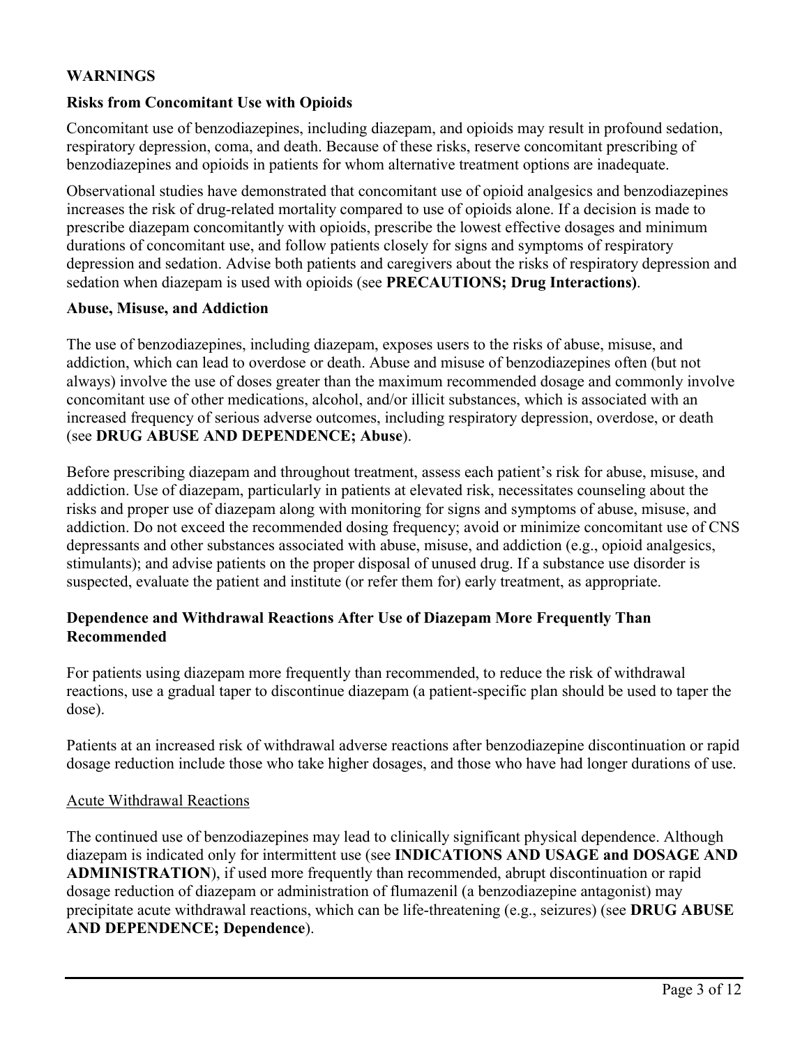## WARNINGS

### Risks from Concomitant Use with Opioids

Concomitant use of benzodiazepines, including diazepam, and opioids may result in profound sedation, respiratory depression, coma, and death. Because of these risks, reserve concomitant prescribing of benzodiazepines and opioids in patients for whom alternative treatment options are inadequate.

Observational studies have demonstrated that concomitant use of opioid analgesics and benzodiazepines increases the risk of drug-related mortality compared to use of opioids alone. If a decision is made to prescribe diazepam concomitantly with opioids, prescribe the lowest effective dosages and minimum durations of concomitant use, and follow patients closely for signs and symptoms of respiratory depression and sedation. Advise both patients and caregivers about the risks of respiratory depression and sedation when diazepam is used with opioids (see **PRECAUTIONS; Drug Interactions)**.

### Abuse, Misuse, and Addiction

The use of benzodiazepines, including diazepam, exposes users to the risks of abuse, misuse, and addiction, which can lead to overdose or death. Abuse and misuse of benzodiazepines often (but not always) involve the use of doses greater than the maximum recommended dosage and commonly involve concomitant use of other medications, alcohol, and/or illicit substances, which is associated with an increased frequency of serious adverse outcomes, including respiratory depression, overdose, or death (see **DRUG ABUSE AND DEPENDENCE; Abuse**).

Before prescribing diazepam and throughout treatment, assess each patient's risk for abuse, misuse, and addiction. Use of diazepam, particularly in patients at elevated risk, necessitates counseling about the risks and proper use of diazepam along with monitoring for signs and symptoms of abuse, misuse, and addiction. Do not exceed the recommended dosing frequency; avoid or minimize concomitant use of CNS depressants and other substances associated with abuse, misuse, and addiction (e.g., opioid analgesics, stimulants); and advise patients on the proper disposal of unused drug. If a substance use disorder is suspected, evaluate the patient and institute (or refer them for) early treatment, as appropriate.

### Dependence and Withdrawal Reactions After Use of Diazepam More Frequently Than Recommended

For patients using diazepam more frequently than recommended, to reduce the risk of withdrawal reactions, use a gradual taper to discontinue diazepam (a patient-specific plan should be used to taper the dose).

Patients at an increased risk of withdrawal adverse reactions after benzodiazepine discontinuation or rapid dosage reduction include those who take higher dosages, and those who have had longer durations of use.

#### Acute Withdrawal Reactions

The continued use of benzodiazepines may lead to clinically significant physical dependence. Although diazepam is indicated only for intermittent use (see **INDICATIONS AND USAGE and DOSAGE AND ADMINISTRATION**), if used more frequently than recommended, abrupt discontinuation or rapid dosage reduction of diazepam or administration of flumazenil (a benzodiazepine antagonist) may precipitate acute withdrawal reactions, which can be life-threatening (e.g., seizures) (see **DRUG ABUSE AND DEPENDENCE; Dependence**).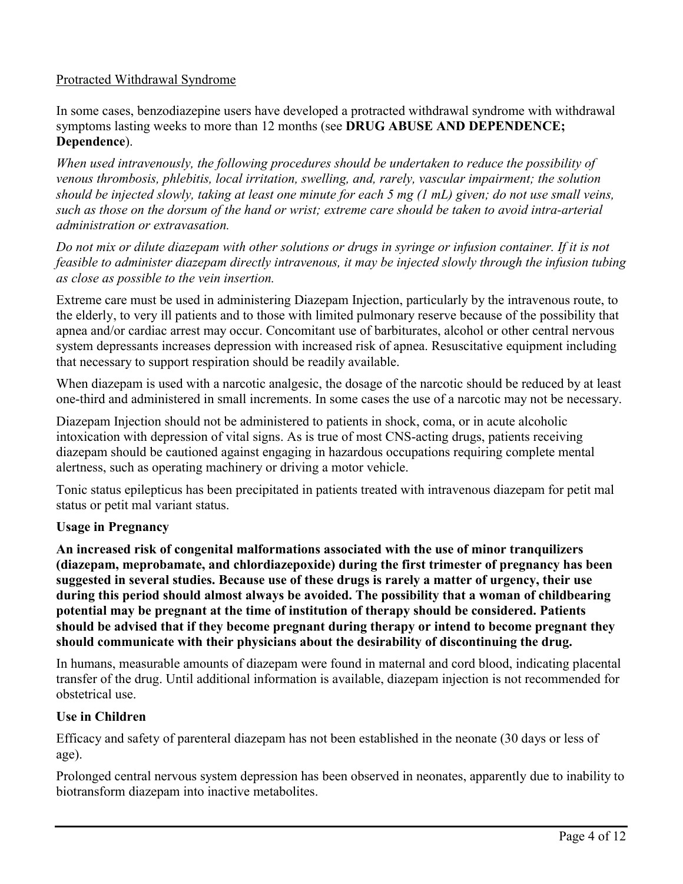Protracted Withdrawal Syndrome

In some cases, benzodiazepine users have developed a protracted withdrawal syndrome with withdrawal symptoms lasting weeks to more than 12 months (see **DRUG ABUSE AND DEPENDENCE; Dependence**).

*When used intravenously, the following procedures should be undertaken to reduce the possibility of venous thrombosis, phlebitis, local irritation, swelling, and, rarely, vascular impairment; the solution should be injected slowly, taking at least one minute for each 5 mg (1 mL) given; do not use small veins, such as those on the dorsum of the hand or wrist; extreme care should be taken to avoid intra-arterial administration or extravasation.*

*Do not mix or dilute diazepam with other solutions or drugs in syringe or infusion container. If it is not feasible to administer diazepam directly intravenous, it may be injected slowly through the infusion tubing as close as possible to the vein insertion.*

Extreme care must be used in administering Diazepam Injection, particularly by the intravenous route, to the elderly, to very ill patients and to those with limited pulmonary reserve because of the possibility that apnea and/or cardiac arrest may occur. Concomitant use of barbiturates, alcohol or other central nervous system depressants increases depression with increased risk of apnea. Resuscitative equipment including that necessary to support respiration should be readily available.

When diazepam is used with a narcotic analgesic, the dosage of the narcotic should be reduced by at least one-third and administered in small increments. In some cases the use of a narcotic may not be necessary.

Diazepam Injection should not be administered to patients in shock, coma, or in acute alcoholic intoxication with depression of vital signs. As is true of most CNS-acting drugs, patients receiving diazepam should be cautioned against engaging in hazardous occupations requiring complete mental alertness, such as operating machinery or driving a motor vehicle.

Tonic status epilepticus has been precipitated in patients treated with intravenous diazepam for petit mal status or petit mal variant status.

**Usage in Pregnancy**

**An increased risk of congenital malformations associated with the use of minor tranquilizers (diazepam, meprobamate, and chlordiazepoxide) during the first trimester of pregnancy has been suggested in several studies. Because use of these drugs is rarely a matter of urgency, their use during this period should almost always be avoided. The possibility that a woman of childbearing potential may be pregnant at the time of institution of therapy should be considered. Patients should be advised that if they become pregnant during therapy or intend to become pregnant they should communicate with their physicians about the desirability of discontinuing the drug.**

In humans, measurable amounts of diazepam were found in maternal and cord blood, indicating placental transfer of the drug. Until additional information is available, diazepam injection is not recommended for obstetrical use.

**Use in Children**

Efficacy and safety of parenteral diazepam has not been established in the neonate (30 days or less of age).

Prolonged central nervous system depression has been observed in neonates, apparently due to inability to biotransform diazepam into inactive metabolites.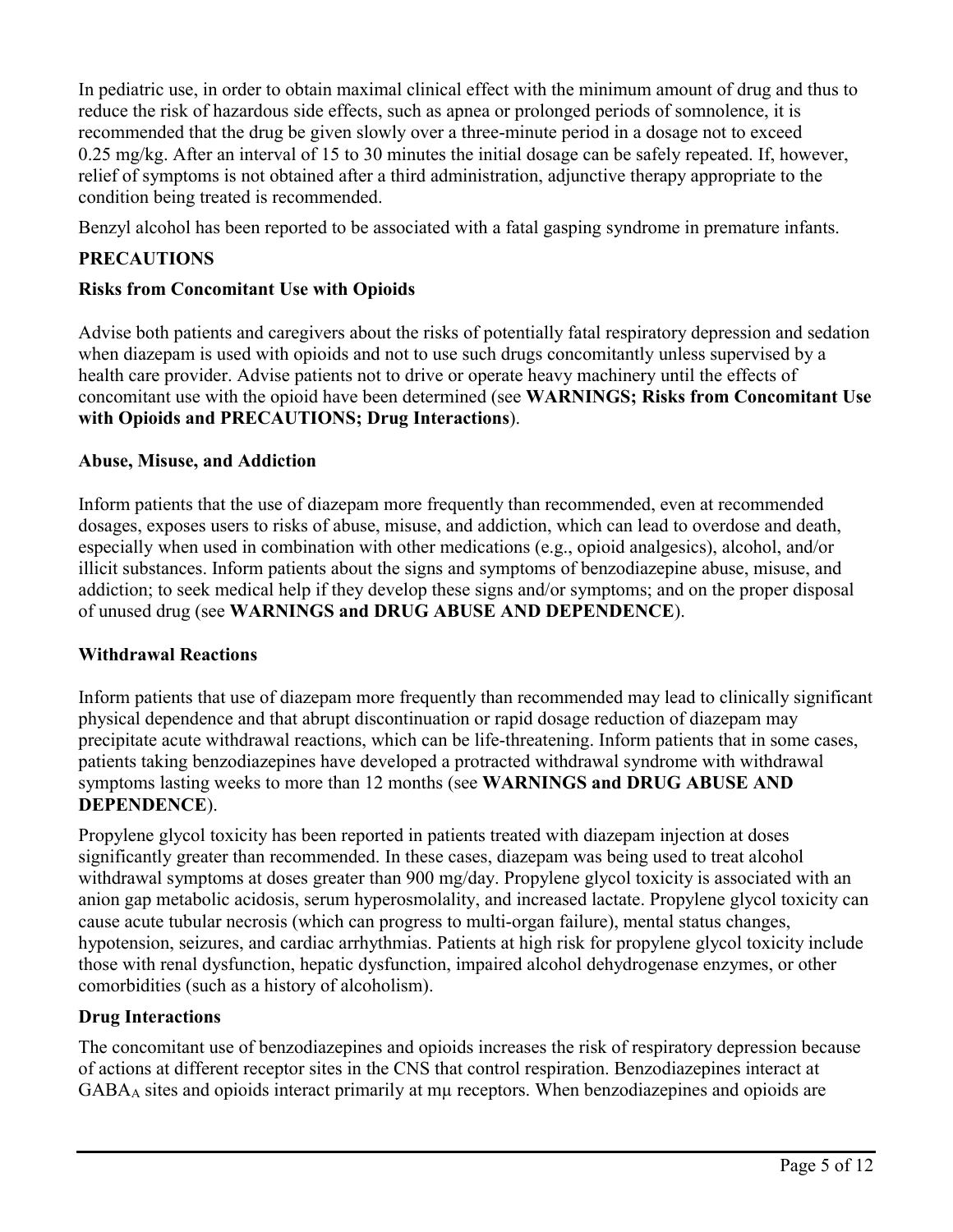In pediatric use, in order to obtain maximal clinical effect with the minimum amount of drug and thus to reduce the risk of hazardous side effects, such as apnea or prolonged periods of somnolence, it is recommended that the drug be given slowly over a three-minute period in a dosage not to exceed 0.25 mg/kg. After an interval of 15 to 30 minutes the initial dosage can be safely repeated. If, however, relief of symptoms is not obtained after a third administration, adjunctive therapy appropriate to the condition being treated is recommended.

Benzyl alcohol has been reported to be associated with a fatal gasping syndrome in premature infants.

## PRECAUTIONS

### Risks from Concomitant Use with Opioids

Advise both patients and caregivers about the risks of potentially fatal respiratory depression and sedation when diazepam is used with opioids and not to use such drugs concomitantly unless supervised by a health care provider. Advise patients not to drive or operate heavy machinery until the effects of concomitant use with the opioid have been determined (see **WARNINGS; Risks from Concomitant Use with Opioids and PRECAUTIONS; Drug Interactions**).

### Abuse, Misuse, and Addiction

Inform patients that the use of diazepam more frequently than recommended, even at recommended dosages, exposes users to risks of abuse, misuse, and addiction, which can lead to overdose and death, especially when used in combination with other medications (e.g., opioid analgesics), alcohol, and/or illicit substances. Inform patients about the signs and symptoms of benzodiazepine abuse, misuse, and addiction; to seek medical help if they develop these signs and/or symptoms; and on the proper disposal of unused drug (see **WARNINGS and DRUG ABUSE AND DEPENDENCE**).

### Withdrawal Reactions

Inform patients that use of diazepam more frequently than recommended may lead to clinically significant physical dependence and that abrupt discontinuation or rapid dosage reduction of diazepam may precipitate acute withdrawal reactions, which can be life-threatening. Inform patients that in some cases, patients taking benzodiazepines have developed a protracted withdrawal syndrome with withdrawal symptoms lasting weeks to more than 12 months (see **WARNINGS and DRUG ABUSE AND DEPENDENCE**).

Propylene glycol toxicity has been reported in patients treated with diazepam injection at doses significantly greater than recommended. In these cases, diazepam was being used to treat alcohol withdrawal symptoms at doses greater than 900 mg/day. Propylene glycol toxicity is associated with an anion gap metabolic acidosis, serum hyperosmolality, and increased lactate. Propylene glycol toxicity can cause acute tubular necrosis (which can progress to multi-organ failure), mental status changes, hypotension, seizures, and cardiac arrhythmias. Patients at high risk for propylene glycol toxicity include those with renal dysfunction, hepatic dysfunction, impaired alcohol dehydrogenase enzymes, or other comorbidities (such as a history of alcoholism).

### Drug Interactions

The concomitant use of benzodiazepines and opioids increases the risk of respiratory depression because of actions at different receptor sites in the CNS that control respiration. Benzodiazepines interact at $GABA_A$ sites and opioids interact primarily at mμ receptors. When benzodiazepines and opioids are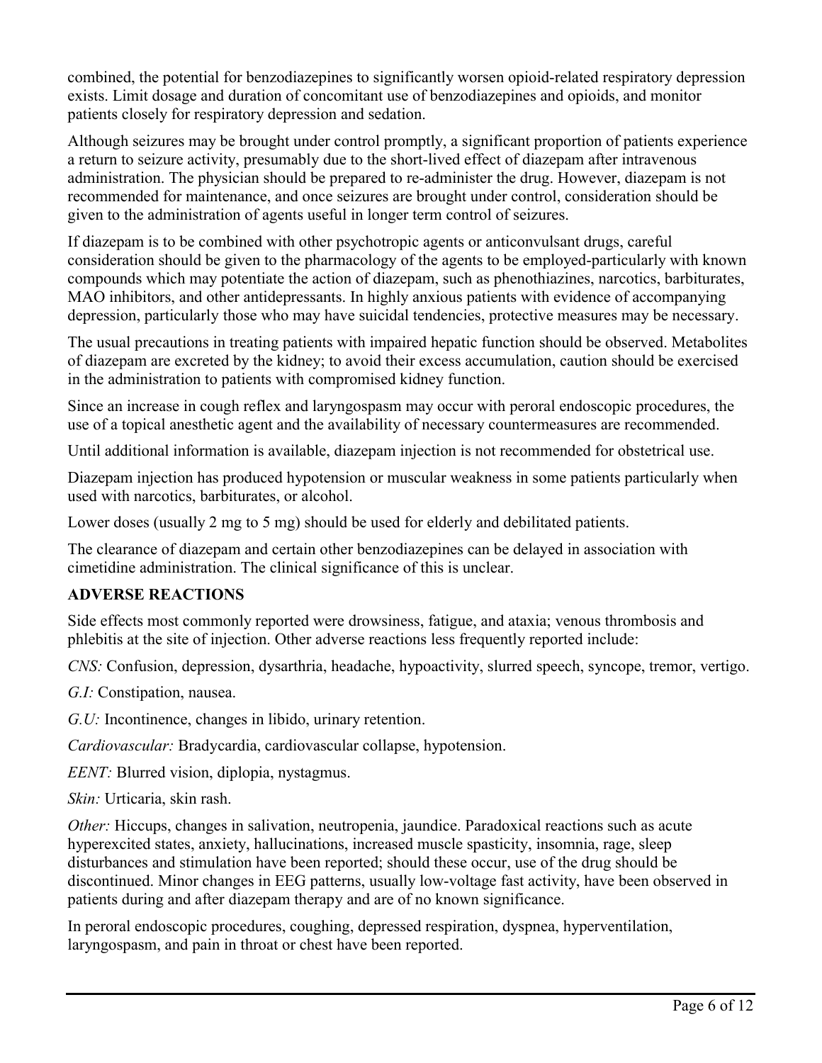combined, the potential for benzodiazepines to significantly worsen opioid-related respiratory depression exists. Limit dosage and duration of concomitant use of benzodiazepines and opioids, and monitor patients closely for respiratory depression and sedation.

Although seizures may be brought under control promptly, a significant proportion of patients experience a return to seizure activity, presumably due to the short-lived effect of diazepam after intravenous administration. The physician should be prepared to re-administer the drug. However, diazepam is not recommended for maintenance, and once seizures are brought under control, consideration should be given to the administration of agents useful in longer term control of seizures.

If diazepam is to be combined with other psychotropic agents or anticonvulsant drugs, careful consideration should be given to the pharmacology of the agents to be employed-particularly with known compounds which may potentiate the action of diazepam, such as phenothiazines, narcotics, barbiturates, MAO inhibitors, and other antidepressants. In highly anxious patients with evidence of accompanying depression, particularly those who may have suicidal tendencies, protective measures may be necessary.

The usual precautions in treating patients with impaired hepatic function should be observed. Metabolites of diazepam are excreted by the kidney; to avoid their excess accumulation, caution should be exercised in the administration to patients with compromised kidney function.

Since an increase in cough reflex and laryngospasm may occur with peroral endoscopic procedures, the use of a topical anesthetic agent and the availability of necessary countermeasures are recommended.

Until additional information is available, diazepam injection is not recommended for obstetrical use.

Diazepam injection has produced hypotension or muscular weakness in some patients particularly when used with narcotics, barbiturates, or alcohol.

Lower doses (usually 2 mg to 5 mg) should be used for elderly and debilitated patients.

The clearance of diazepam and certain other benzodiazepines can be delayed in association with cimetidine administration. The clinical significance of this is unclear.

## ADVERSE REACTIONS

Side effects most commonly reported were drowsiness, fatigue, and ataxia; venous thrombosis and phlebitis at the site of injection. Other adverse reactions less frequently reported include:

*CNS:* Confusion, depression, dysarthria, headache, hypoactivity, slurred speech, syncope, tremor, vertigo.

*G.I:* Constipation, nausea.

*G.U:* Incontinence, changes in libido, urinary retention.

*Cardiovascular:* Bradycardia, cardiovascular collapse, hypotension.

*EENT:* Blurred vision, diplopia, nystagmus.

*Skin:* Urticaria, skin rash.

*Other:* Hiccups, changes in salivation, neutropenia, jaundice. Paradoxical reactions such as acute hyperexcited states, anxiety, hallucinations, increased muscle spasticity, insomnia, rage, sleep disturbances and stimulation have been reported; should these occur, use of the drug should be discontinued. Minor changes in EEG patterns, usually low-voltage fast activity, have been observed in patients during and after diazepam therapy and are of no known significance.

In peroral endoscopic procedures, coughing, depressed respiration, dyspnea, hyperventilation, laryngospasm, and pain in throat or chest have been reported.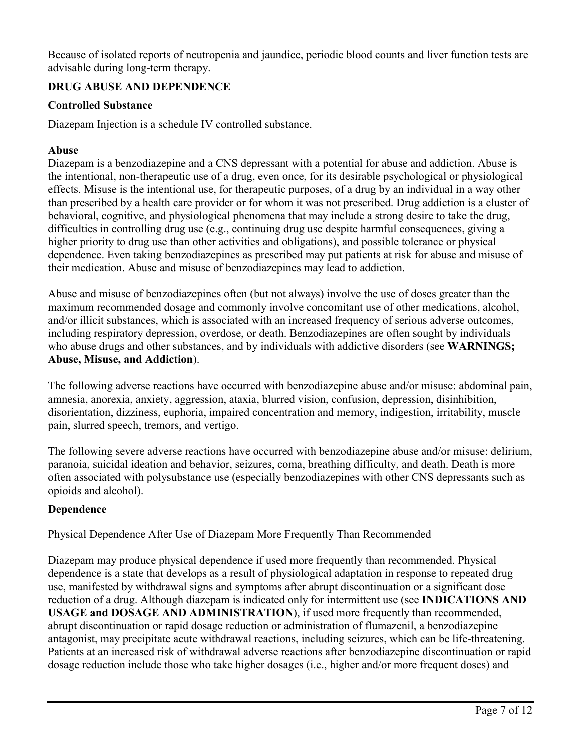Because of isolated reports of neutropenia and jaundice, periodic blood counts and liver function tests are advisable during long-term therapy.

## DRUG ABUSE AND DEPENDENCE

### Controlled Substance

Diazepam Injection is a schedule IV controlled substance.

### Abuse

Diazepam is a benzodiazepine and a CNS depressant with a potential for abuse and addiction. Abuse is the intentional, non-therapeutic use of a drug, even once, for its desirable psychological or physiological effects. Misuse is the intentional use, for therapeutic purposes, of a drug by an individual in a way other than prescribed by a health care provider or for whom it was not prescribed. Drug addiction is a cluster of behavioral, cognitive, and physiological phenomena that may include a strong desire to take the drug, difficulties in controlling drug use (e.g., continuing drug use despite harmful consequences, giving a higher priority to drug use than other activities and obligations), and possible tolerance or physical dependence. Even taking benzodiazepines as prescribed may put patients at risk for abuse and misuse of their medication. Abuse and misuse of benzodiazepines may lead to addiction.

Abuse and misuse of benzodiazepines often (but not always) involve the use of doses greater than the maximum recommended dosage and commonly involve concomitant use of other medications, alcohol, and/or illicit substances, which is associated with an increased frequency of serious adverse outcomes, including respiratory depression, overdose, or death. Benzodiazepines are often sought by individuals who abuse drugs and other substances, and by individuals with addictive disorders (see **WARNINGS; Abuse, Misuse, and Addiction**).

The following adverse reactions have occurred with benzodiazepine abuse and/or misuse: abdominal pain, amnesia, anorexia, anxiety, aggression, ataxia, blurred vision, confusion, depression, disinhibition, disorientation, dizziness, euphoria, impaired concentration and memory, indigestion, irritability, muscle pain, slurred speech, tremors, and vertigo.

The following severe adverse reactions have occurred with benzodiazepine abuse and/or misuse: delirium, paranoia, suicidal ideation and behavior, seizures, coma, breathing difficulty, and death. Death is more often associated with polysubstance use (especially benzodiazepines with other CNS depressants such as opioids and alcohol).

### Dependence

Physical Dependence After Use of Diazepam More Frequently Than Recommended

Diazepam may produce physical dependence if used more frequently than recommended. Physical dependence is a state that develops as a result of physiological adaptation in response to repeated drug use, manifested by withdrawal signs and symptoms after abrupt discontinuation or a significant dose reduction of a drug. Although diazepam is indicated only for intermittent use (see **INDICATIONS AND USAGE and DOSAGE AND ADMINISTRATION**), if used more frequently than recommended, abrupt discontinuation or rapid dosage reduction or administration of flumazenil, a benzodiazepine antagonist, may precipitate acute withdrawal reactions, including seizures, which can be life-threatening. Patients at an increased risk of withdrawal adverse reactions after benzodiazepine discontinuation or rapid dosage reduction include those who take higher dosages (i.e., higher and/or more frequent doses) and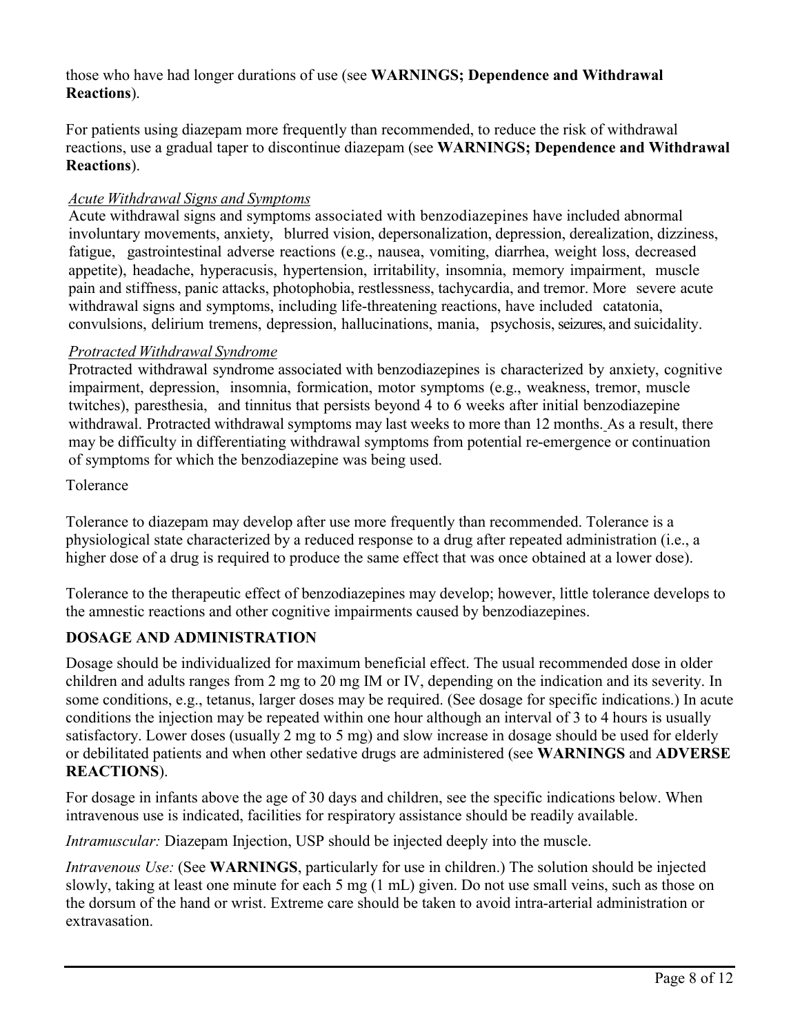those who have had longer durations of use (see **WARNINGS; Dependence and Withdrawal Reactions**).

For patients using diazepam more frequently than recommended, to reduce the risk of withdrawal reactions, use a gradual taper to discontinue diazepam (see **WARNINGS; Dependence and Withdrawal Reactions**).

*Acute Withdrawal Signs and Symptoms*

Acute withdrawal signs and symptoms associated with benzodiazepines have included abnormal involuntary movements, anxiety, blurred vision, depersonalization, depression, derealization, dizziness, fatigue, gastrointestinal adverse reactions (e.g., nausea, vomiting, diarrhea, weight loss, decreased appetite), headache, hyperacusis, hypertension, irritability, insomnia, memory impairment, muscle pain and stiffness, panic attacks, photophobia, restlessness, tachycardia, and tremor. More severe acute withdrawal signs and symptoms, including life-threatening reactions, have included catatonia, convulsions, delirium tremens, depression, hallucinations, mania, psychosis, seizures, and suicidality.

*Protracted Withdrawal Syndrome*

Protracted withdrawal syndrome associated with benzodiazepines is characterized by anxiety, cognitive impairment, depression, insomnia, formication, motor symptoms (e.g., weakness, tremor, muscle twitches), paresthesia, and tinnitus that persists beyond 4 to 6 weeks after initial benzodiazepine withdrawal. Protracted withdrawal symptoms may last weeks to more than 12 months. As a result, there may be difficulty in differentiating withdrawal symptoms from potential re-emergence or continuation of symptoms for which the benzodiazepine was being used.

Tolerance

Tolerance to diazepam may develop after use more frequently than recommended. Tolerance is a physiological state characterized by a reduced response to a drug after repeated administration (i.e., a higher dose of a drug is required to produce the same effect that was once obtained at a lower dose).

Tolerance to the therapeutic effect of benzodiazepines may develop; however, little tolerance develops to the amnestic reactions and other cognitive impairments caused by benzodiazepines.

## DOSAGE AND ADMINISTRATION

Dosage should be individualized for maximum beneficial effect. The usual recommended dose in older children and adults ranges from 2 mg to 20 mg IM or IV, depending on the indication and its severity. In some conditions, e.g., tetanus, larger doses may be required. (See dosage for specific indications.) In acute conditions the injection may be repeated within one hour although an interval of 3 to 4 hours is usually satisfactory. Lower doses (usually 2 mg to 5 mg) and slow increase in dosage should be used for elderly or debilitated patients and when other sedative drugs are administered (see **WARNINGS** and **ADVERSE REACTIONS**).

For dosage in infants above the age of 30 days and children, see the specific indications below. When intravenous use is indicated, facilities for respiratory assistance should be readily available.

*Intramuscular:* Diazepam Injection, USP should be injected deeply into the muscle.

*Intravenous Use:* (See **WARNINGS**, particularly for use in children.) The solution should be injected slowly, taking at least one minute for each 5 mg (1 mL) given. Do not use small veins, such as those on the dorsum of the hand or wrist. Extreme care should be taken to avoid intra-arterial administration or extravasation.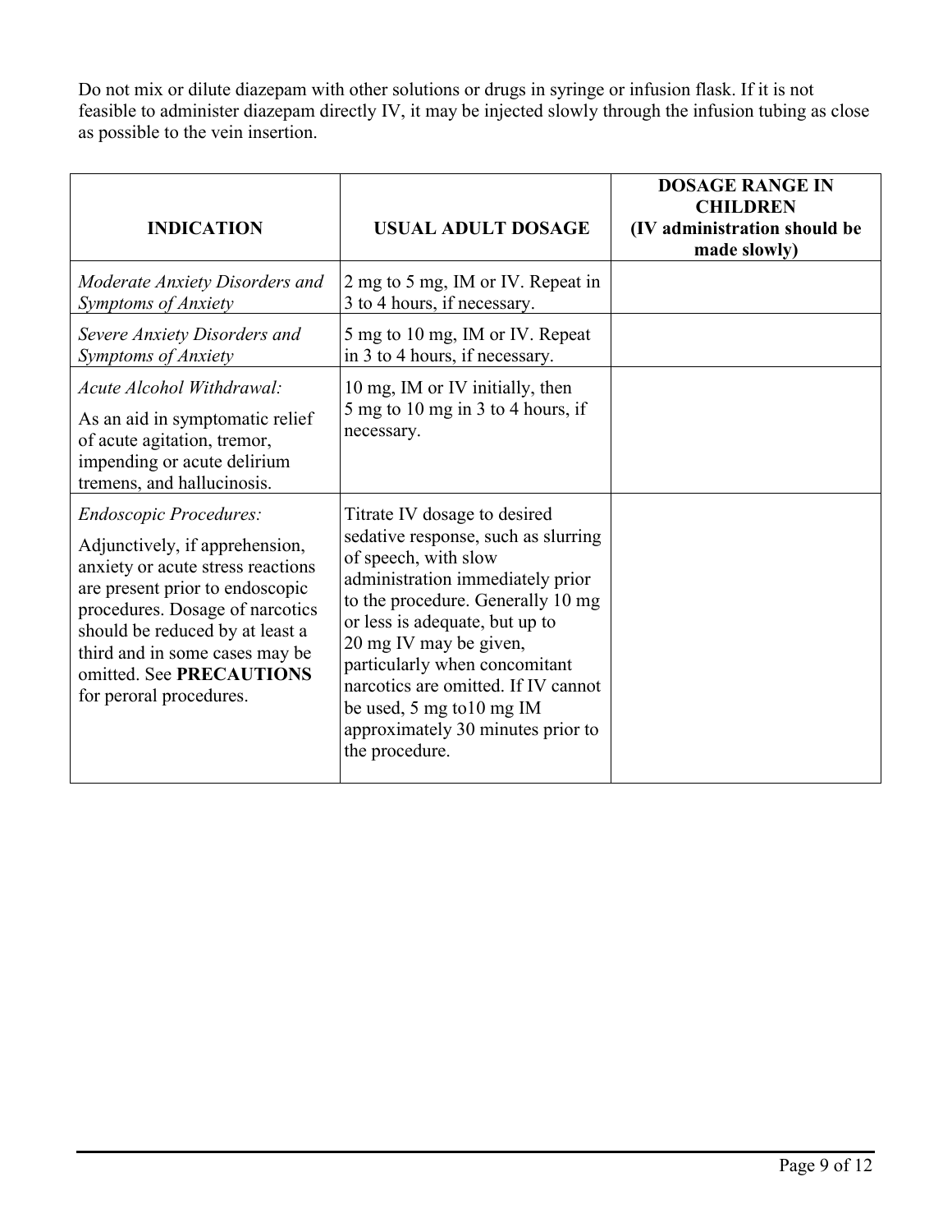Do not mix or dilute diazepam with other solutions or drugs in syringe or infusion flask. If it is not feasible to administer diazepam directly IV, it may be injected slowly through the infusion tubing as close as possible to the vein insertion.

| **INDICATION** | **USUAL ADULT DOSAGE** | **DOSAGE RANGE IN CHILDREN (IV administration should be made slowly)** |
|---|---|---|
| *Moderate Anxiety Disorders and Symptoms of Anxiety* | 2 mg to 5 mg, IM or IV. Repeat in 3 to 4 hours, if necessary. | |
| *Severe Anxiety Disorders and Symptoms of Anxiety* | 5 mg to 10 mg, IM or IV. Repeat in 3 to 4 hours, if necessary. | |
| *Acute Alcohol Withdrawal:*<br>As an aid in symptomatic relief of acute agitation, tremor, impending or acute delirium tremens, and hallucinosis. | 10 mg, IM or IV initially, then 5 mg to 10 mg in 3 to 4 hours, if necessary. | |
| *Endoscopic Procedures:*<br>Adjunctively, if apprehension, anxiety or acute stress reactions are present prior to endoscopic procedures. Dosage of narcotics should be reduced by at least a third and in some cases may be omitted. See **PRECAUTIONS** for peroral procedures. | Titrate IV dosage to desired sedative response, such as slurring of speech, with slow administration immediately prior to the procedure. Generally 10 mg or less is adequate, but up to 20 mg IV may be given, particularly when concomitant narcotics are omitted. If IV cannot be used, 5 mg to10 mg IM approximately 30 minutes prior to the procedure. | |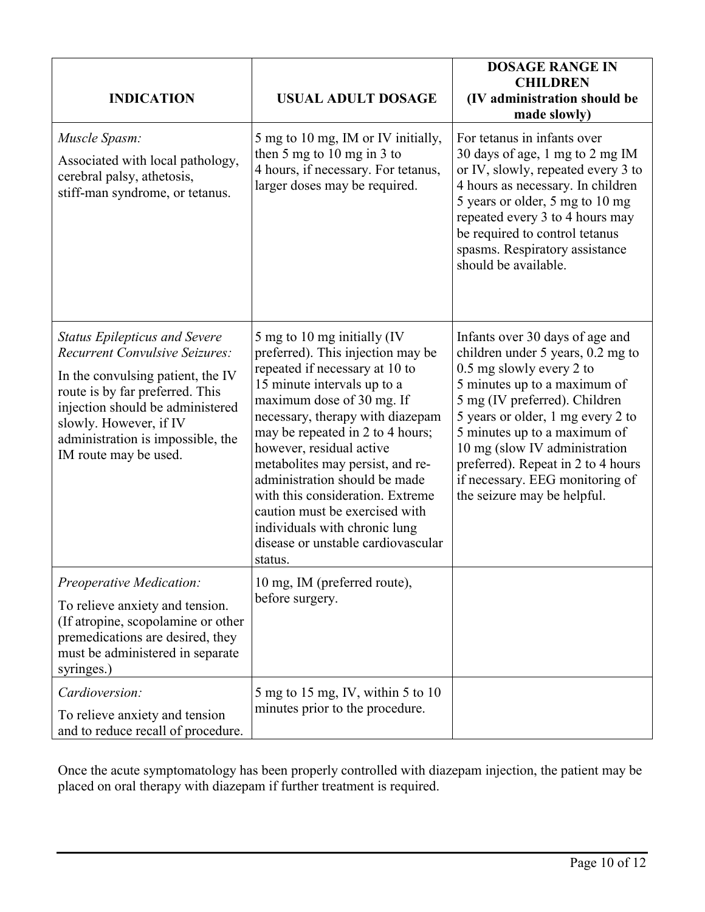| INDICATION | USUAL ADULT DOSAGE | DOSAGE RANGE IN CHILDREN (IV administration should be made slowly) |
|---|---|---|
| *Muscle Spasm:*<br>Associated with local pathology, cerebral palsy, athetosis, stiff-man syndrome, or tetanus. | 5 mg to 10 mg, IM or IV initially, then 5 mg to 10 mg in 3 to 4 hours, if necessary. For tetanus, larger doses may be required. | For tetanus in infants over 30 days of age, 1 mg to 2 mg IM or IV, slowly, repeated every 3 to 4 hours as necessary. In children 5 years or older, 5 mg to 10 mg repeated every 3 to 4 hours may be required to control tetanus spasms. Respiratory assistance should be available. |
| *Status Epilepticus and Severe Recurrent Convulsive Seizures:*<br>In the convulsing patient, the IV route is by far preferred. This injection should be administered slowly. However, if IV administration is impossible, the IM route may be used. | 5 mg to 10 mg initially (IV preferred). This injection may be repeated if necessary at 10 to 15 minute intervals up to a maximum dose of 30 mg. If necessary, therapy with diazepam may be repeated in 2 to 4 hours; however, residual active metabolites may persist, and re-administration should be made with this consideration. Extreme caution must be exercised with individuals with chronic lung disease or unstable cardiovascular status. | Infants over 30 days of age and children under 5 years, 0.2 mg to 0.5 mg slowly every 2 to 5 minutes up to a maximum of 5 mg (IV preferred). Children 5 years or older, 1 mg every 2 to 5 minutes up to a maximum of 10 mg (slow IV administration preferred). Repeat in 2 to 4 hours if necessary. EEG monitoring of the seizure may be helpful. |
| *Preoperative Medication:*<br>To relieve anxiety and tension. (If atropine, scopolamine or other premedications are desired, they must be administered in separate syringes.) | 10 mg, IM (preferred route), before surgery. | |
| *Cardioversion:*<br>To relieve anxiety and tension and to reduce recall of procedure. | 5 mg to 15 mg, IV, within 5 to 10 minutes prior to the procedure. | |

Once the acute symptomatology has been properly controlled with diazepam injection, the patient may be placed on oral therapy with diazepam if further treatment is required.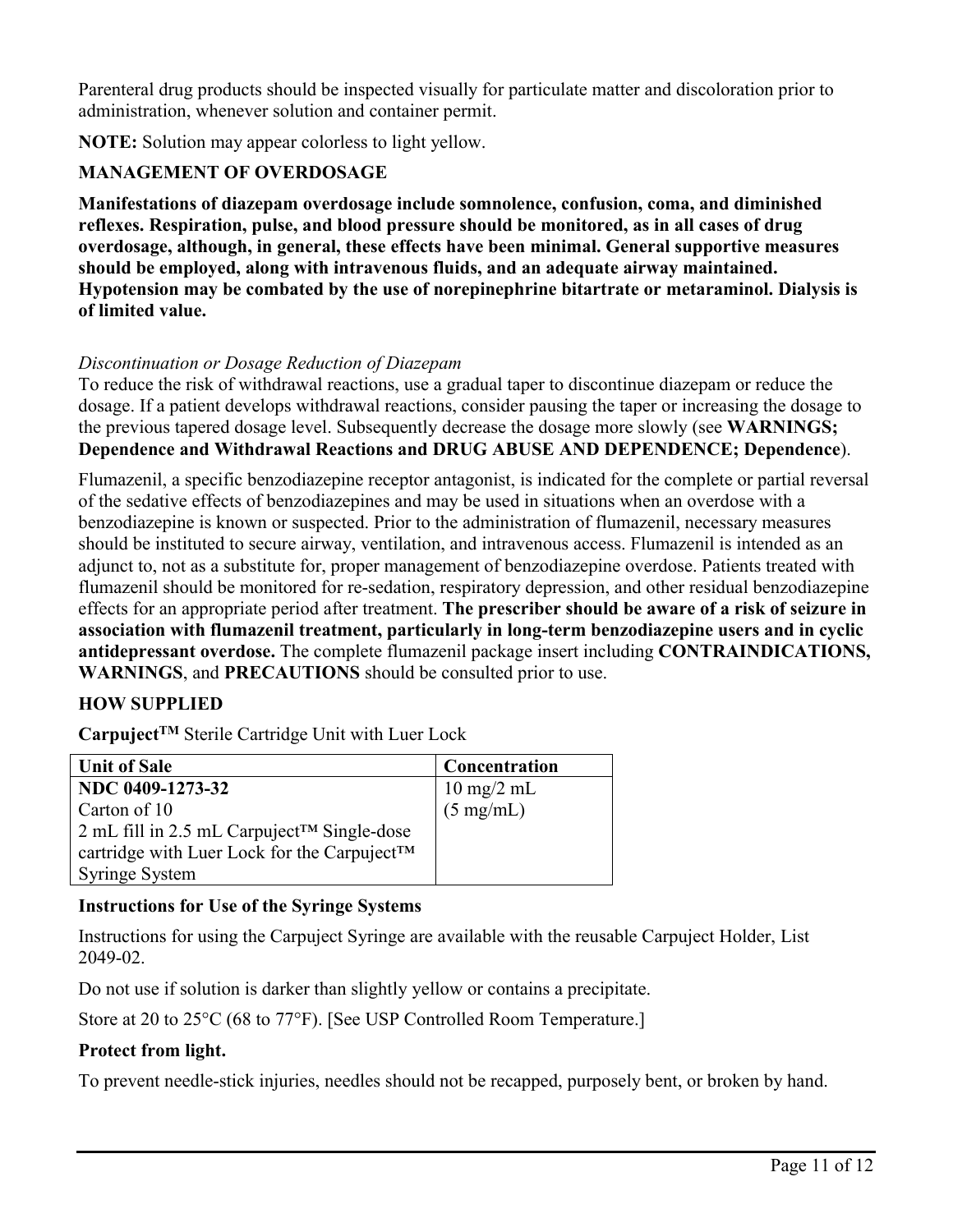Parenteral drug products should be inspected visually for particulate matter and discoloration prior to administration, whenever solution and container permit.

**NOTE:** Solution may appear colorless to light yellow.

## MANAGEMENT OF OVERDOSAGE

**Manifestations of diazepam overdosage include somnolence, confusion, coma, and diminished reflexes. Respiration, pulse, and blood pressure should be monitored, as in all cases of drug overdosage, although, in general, these effects have been minimal. General supportive measures should be employed, along with intravenous fluids, and an adequate airway maintained. Hypotension may be combated by the use of norepinephrine bitartrate or metaraminol. Dialysis is of limited value.**

*Discontinuation or Dosage Reduction of Diazepam*

To reduce the risk of withdrawal reactions, use a gradual taper to discontinue diazepam or reduce the dosage. If a patient develops withdrawal reactions, consider pausing the taper or increasing the dosage to the previous tapered dosage level. Subsequently decrease the dosage more slowly (see **WARNINGS; Dependence and Withdrawal Reactions and DRUG ABUSE AND DEPENDENCE; Dependence**).

Flumazenil, a specific benzodiazepine receptor antagonist, is indicated for the complete or partial reversal of the sedative effects of benzodiazepines and may be used in situations when an overdose with a benzodiazepine is known or suspected. Prior to the administration of flumazenil, necessary measures should be instituted to secure airway, ventilation, and intravenous access. Flumazenil is intended as an adjunct to, not as a substitute for, proper management of benzodiazepine overdose. Patients treated with flumazenil should be monitored for re-sedation, respiratory depression, and other residual benzodiazepine effects for an appropriate period after treatment. **The prescriber should be aware of a risk of seizure in association with flumazenil treatment, particularly in long-term benzodiazepine users and in cyclic antidepressant overdose.** The complete flumazenil package insert including **CONTRAINDICATIONS, WARNINGS**, and **PRECAUTIONS** should be consulted prior to use.

## HOW SUPPLIED

**Carpuject™** Sterile Cartridge Unit with Luer Lock

| Unit of Sale | Concentration |
|---|---|
| **NDC 0409-1273-32**<br>Carton of 10<br>2 mL fill in 2.5 mL Carpuject™ Single-dose cartridge with Luer Lock for the Carpuject™ Syringe System | 10 mg/2 mL<br>(5 mg/mL) |

**Instructions for Use of the Syringe Systems**

Instructions for using the Carpuject Syringe are available with the reusable Carpuject Holder, List 2049-02.

Do not use if solution is darker than slightly yellow or contains a precipitate.

Store at 20 to 25°C (68 to 77°F). [See USP Controlled Room Temperature.]

**Protect from light.**

To prevent needle-stick injuries, needles should not be recapped, purposely bent, or broken by hand.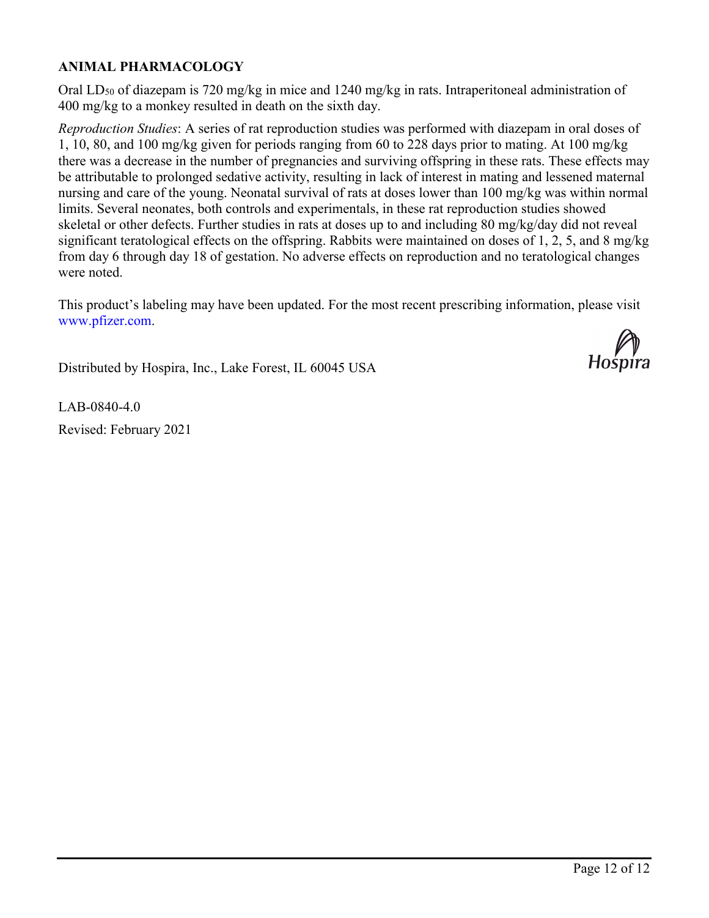## ANIMAL PHARMACOLOGY

Oral $LD_{50}$ of diazepam is 720 mg/kg in mice and 1240 mg/kg in rats. Intraperitoneal administration of 400 mg/kg to a monkey resulted in death on the sixth day.

*Reproduction Studies*: A series of rat reproduction studies was performed with diazepam in oral doses of 1, 10, 80, and 100 mg/kg given for periods ranging from 60 to 228 days prior to mating. At 100 mg/kg there was a decrease in the number of pregnancies and surviving offspring in these rats. These effects may be attributable to prolonged sedative activity, resulting in lack of interest in mating and lessened maternal nursing and care of the young. Neonatal survival of rats at doses lower than 100 mg/kg was within normal limits. Several neonates, both controls and experimentals, in these rat reproduction studies showed skeletal or other defects. Further studies in rats at doses up to and including 80 mg/kg/day did not reveal significant teratological effects on the offspring. Rabbits were maintained on doses of 1, 2, 5, and 8 mg/kg from day 6 through day 18 of gestation. No adverse effects on reproduction and no teratological changes were noted.

This product's labeling may have been updated. For the most recent prescribing information, please visit www.pfizer.com.

Distributed by Hospira, Inc., Lake Forest, IL 60045 USA

Hospira

LAB-0840-4.0

Revised: February 2021